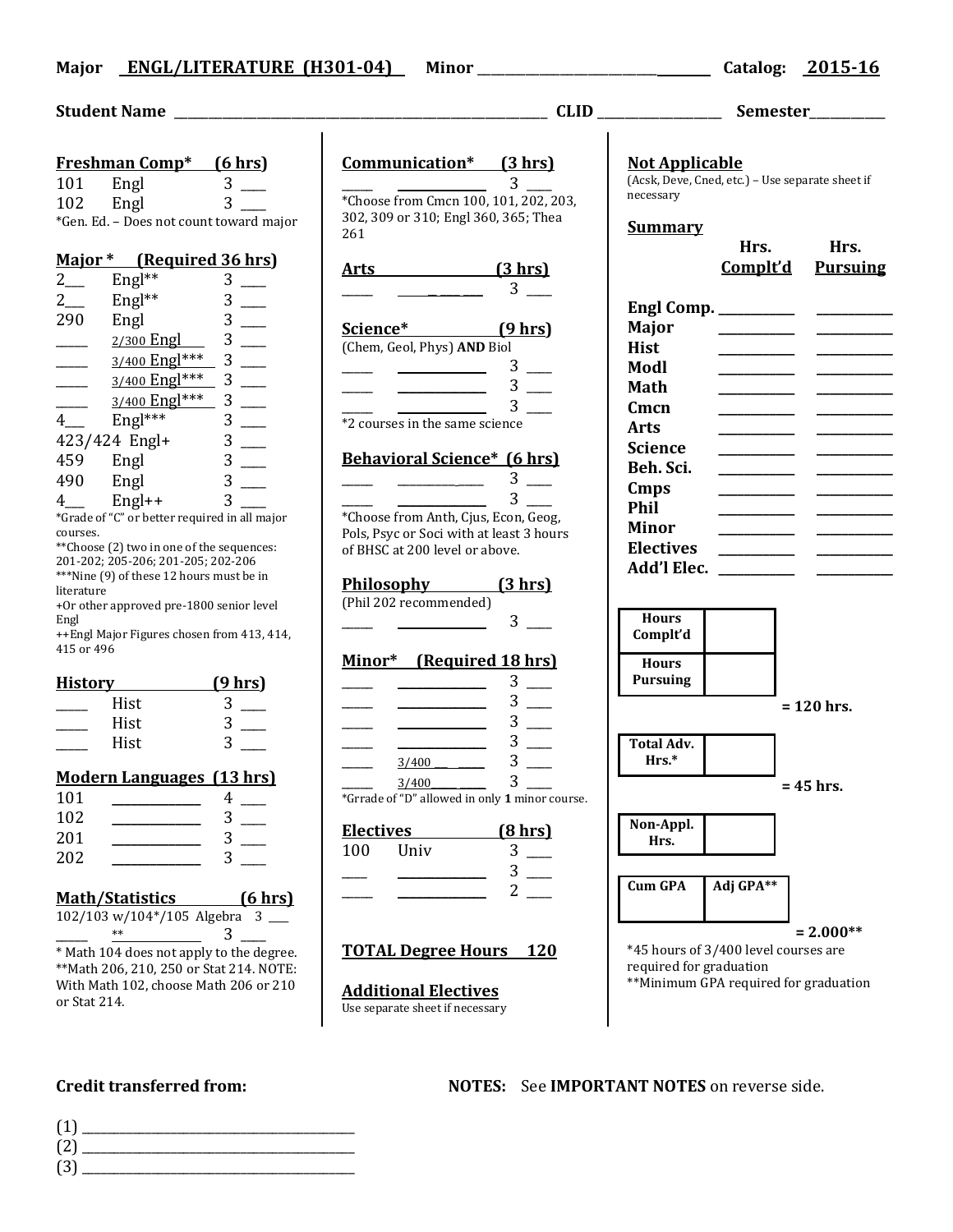**Major** ENGL/LITERATURE (H301-04) **Minor** ______________ **Catalog:** 2015-16

**Student Name** ______________________ **CLID** __________ **Semester** __________

**Freshman Comp* (6 hrs)**

| | | | |
|---|---|---|---|
| 101 | Engl | 3 | ___ |
| 102 | Engl | 3 | ___ |

*Gen. Ed. – Does not count toward major

**Major * (Required 36 hrs)**

| | | | |
|---|---|---|---|
| 2___ | Engl** | 3 | ___ |
| 2___ | Engl** | 3 | ___ |
| 290 | Engl | 3 | ___ |
| _____ | 2/300 Engl | 3 | ___ |
| _____ | 3/400 Engl*** | 3 | ___ |
| _____ | 3/400 Engl*** | 3 | ___ |
| _____ | 3/400 Engl*** | 3 | ___ |
| 4___ | Engl*** | 3 | ___ |
| 423/424 | Engl+ | 3 | ___ |
| 459 | Engl | 3 | ___ |
| 490 | Engl | 3 | ___ |
| 4___ | Engl++ | 3 | ___ |

*Grade of "C" or better required in all major courses.
**Choose (2) two in one of the sequences: 201-202; 205-206; 201-205; 202-206
***Nine (9) of these 12 hours must be in literature
+Or other approved pre-1800 senior level Engl
++Engl Major Figures chosen from 413, 414, 415 or 496

**History (9 hrs)**

| | | | |
|---|---|---|---|
| _____ | Hist | 3 | ___ |
| _____ | Hist | 3 | ___ |
| _____ | Hist | 3 | ___ |

**Modern Languages (13 hrs)**

| | | | |
|---|---|---|---|
| 101 | __________ | 4 | ___ |
| 102 | __________ | 3 | ___ |
| 201 | __________ | 3 | ___ |
| 202 | __________ | 3 | ___ |

**Math/Statistics (6 hrs)**

| | | | |
|---|---|---|---|
| 102/103 w/104*/105 | Algebra | 3 | ___ |
| _____ | ** | 3 | ___ |

* Math 104 does not apply to the degree.
**Math 206, 210, 250 or Stat 214. NOTE: With Math 102, choose Math 206 or 210 or Stat 214.

**Communication* (3 hrs)**

| | | | |
|---|---|---|---|
| _____ | __________ | 3 | ___ |

*Choose from Cmcn 100, 101, 202, 203, 302, 309 or 310; Engl 360, 365; Thea 261

**Arts (3 hrs)**

| | | | |
|---|---|---|---|
| _____ | __________ | 3 | ___ |

**Science* (9 hrs)**
(Chem, Geol, Phys) **AND** Biol

| | | | |
|---|---|---|---|
| _____ | __________ | 3 | ___ |
| _____ | __________ | 3 | ___ |
| _____ | __________ | 3 | ___ |

*2 courses in the same science

**Behavioral Science* (6 hrs)**

| | | | |
|---|---|---|---|
| _____ | __________ | 3 | ___ |
| _____ | __________ | 3 | ___ |

*Choose from Anth, Cjus, Econ, Geog, Pols, Psyc or Soci with at least 3 hours of BHSC at 200 level or above.

**Philosophy (3 hrs)**
(Phil 202 recommended)

| | | | |
|---|---|---|---|
| _____ | __________ | 3 | ___ |

**Minor* (Required 18 hrs)**

| | | | |
|---|---|---|---|
| _____ | __________ | 3 | ___ |
| _____ | __________ | 3 | ___ |
| _____ | __________ | 3 | ___ |
| _____ | __________ | 3 | ___ |
| _____ | 3/400 ______ | 3 | ___ |
| _____ | 3/400 ______ | 3 | ___ |

*Grrade of "D" allowed in only **1** minor course.

**Electives (8 hrs)**

| | | | |
|---|---|---|---|
| 100 | Univ | 3 | ___ |
| ____ | __________ | 3 | ___ |
| _____ | __________ | 2 | ___ |

**TOTAL Degree Hours 120**

**Additional Electives**
Use separate sheet if necessary

**Not Applicable**
(Acsk, Deve, Cned, etc.) – Use separate sheet if necessary

**Summary**

| | Hrs. Complt'd | Hrs. Pursuing |
|---|---|---|
| **Engl Comp.** | ______ | ______ |
| **Major** | ______ | ______ |
| **Hist** | ______ | ______ |
| **Modl** | ______ | ______ |
| **Math** | ______ | ______ |
| **Cmcn** | ______ | ______ |
| **Arts** | ______ | ______ |
| **Science** | ______ | ______ |
| **Beh. Sci.** | ______ | ______ |
| **Cmps** | ______ | ______ |
| **Phil** | ______ | ______ |
| **Minor** | ______ | ______ |
| **Electives** | ______ | ______ |
| **Add'l Elec.** | ______ | ______ |

| | |
|---|---|
| **Hours Complt'd** | |
| **Hours Pursuing** | |

**= 120 hrs.**

| | |
|---|---|
| **Total Adv. Hrs.*** | |

**= 45 hrs.**

| | |
|---|---|
| **Non-Appl. Hrs.** | |

| **Cum GPA** | **Adj GPA**** |
|---|---|
| | |

**= 2.000****

*45 hours of 3/400 level courses are required for graduation
**Minimum GPA required for graduation

**Credit transferred from:**

(1) ______________________
(2) ______________________
(3) ______________________

**NOTES:** See **IMPORTANT NOTES** on reverse side.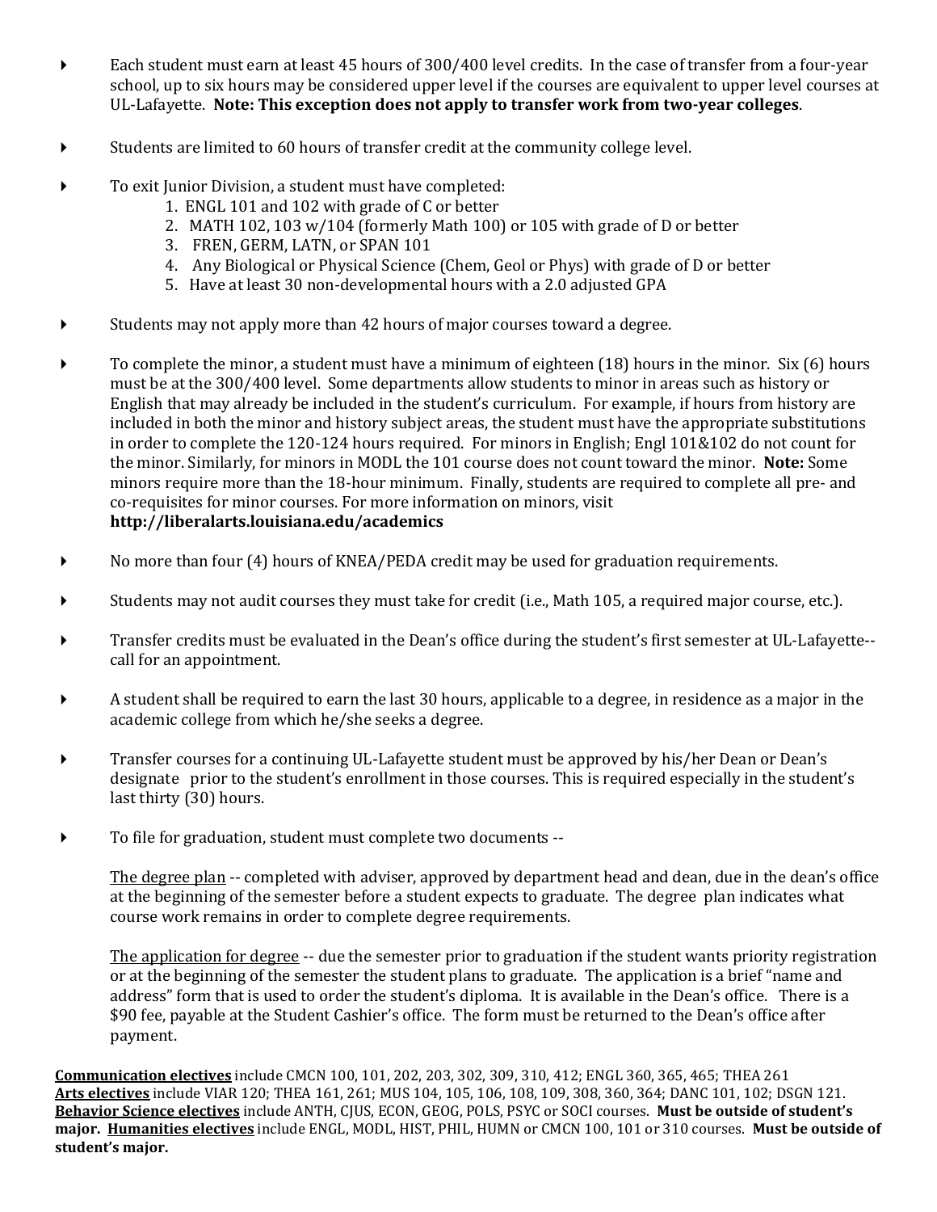- Each student must earn at least 45 hours of 300/400 level credits. In the case of transfer from a four-year school, up to six hours may be considered upper level if the courses are equivalent to upper level courses at UL-Lafayette. **Note: This exception does not apply to transfer work from two-year colleges**.

- Students are limited to 60 hours of transfer credit at the community college level.

- To exit Junior Division, a student must have completed:
  1. ENGL 101 and 102 with grade of C or better
  2. MATH 102, 103 w/104 (formerly Math 100) or 105 with grade of D or better
  3. FREN, GERM, LATN, or SPAN 101
  4. Any Biological or Physical Science (Chem, Geol or Phys) with grade of D or better
  5. Have at least 30 non-developmental hours with a 2.0 adjusted GPA

- Students may not apply more than 42 hours of major courses toward a degree.

- To complete the minor, a student must have a minimum of eighteen (18) hours in the minor. Six (6) hours must be at the 300/400 level. Some departments allow students to minor in areas such as history or English that may already be included in the student's curriculum. For example, if hours from history are included in both the minor and history subject areas, the student must have the appropriate substitutions in order to complete the 120-124 hours required. For minors in English; Engl 101&102 do not count for the minor. Similarly, for minors in MODL the 101 course does not count toward the minor. **Note:** Some minors require more than the 18-hour minimum. Finally, students are required to complete all pre- and co-requisites for minor courses. For more information on minors, visit **http://liberalarts.louisiana.edu/academics**

- No more than four (4) hours of KNEA/PEDA credit may be used for graduation requirements.

- Students may not audit courses they must take for credit (i.e., Math 105, a required major course, etc.).

- Transfer credits must be evaluated in the Dean's office during the student's first semester at UL-Lafayette--call for an appointment.

- A student shall be required to earn the last 30 hours, applicable to a degree, in residence as a major in the academic college from which he/she seeks a degree.

- Transfer courses for a continuing UL-Lafayette student must be approved by his/her Dean or Dean's designate prior to the student's enrollment in those courses. This is required especially in the student's last thirty (30) hours.

- To file for graduation, student must complete two documents --

  The degree plan -- completed with adviser, approved by department head and dean, due in the dean's office at the beginning of the semester before a student expects to graduate. The degree plan indicates what course work remains in order to complete degree requirements.

  The application for degree -- due the semester prior to graduation if the student wants priority registration or at the beginning of the semester the student plans to graduate. The application is a brief "name and address" form that is used to order the student's diploma. It is available in the Dean's office. There is a $90 fee, payable at the Student Cashier's office. The form must be returned to the Dean's office after payment.

**Communication electives** include CMCN 100, 101, 202, 203, 302, 309, 310, 412; ENGL 360, 365, 465; THEA 261
**Arts electives** include VIAR 120; THEA 161, 261; MUS 104, 105, 106, 108, 109, 308, 360, 364; DANC 101, 102; DSGN 121.
**Behavior Science electives** include ANTH, CJUS, ECON, GEOG, POLS, PSYC or SOCI courses. **Must be outside of student's major.** **Humanities electives** include ENGL, MODL, HIST, PHIL, HUMN or CMCN 100, 101 or 310 courses. **Must be outside of student's major.**